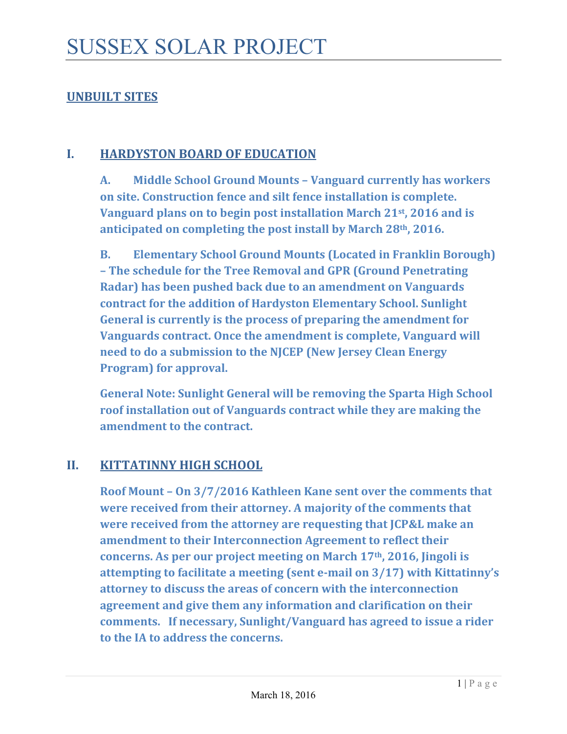# SUSSEX SOLAR PROJECT

## UNBUILT SITES

## I. HARDYSTON BOARD OF EDUCATION

**A. Middle School Ground Mounts – Vanguard currently has workers on site. Construction fence and silt fence installation is complete. Vanguard plans on to begin post installation March 21st, 2016 and is anticipated on completing the post install by March 28th, 2016.**

**B. Elementary School Ground Mounts (Located in Franklin Borough) – The schedule for the Tree Removal and GPR (Ground Penetrating Radar) has been pushed back due to an amendment on Vanguards contract for the addition of Hardyston Elementary School. Sunlight General is currently is the process of preparing the amendment for Vanguards contract. Once the amendment is complete, Vanguard will need to do a submission to the NJCEP (New Jersey Clean Energy Program) for approval.**

**General Note: Sunlight General will be removing the Sparta High School roof installation out of Vanguards contract while they are making the amendment to the contract.**

## II. KITTATINNY HIGH SCHOOL

**Roof Mount – On 3/7/2016 Kathleen Kane sent over the comments that were received from their attorney. A majority of the comments that were received from the attorney are requesting that JCP&L make an amendment to their Interconnection Agreement to reflect their concerns. As per our project meeting on March 17th, 2016, Jingoli is attempting to facilitate a meeting (sent e-mail on 3/17) with Kittatinny's attorney to discuss the areas of concern with the interconnection agreement and give them any information and clarification on their comments. If necessary, Sunlight/Vanguard has agreed to issue a rider to the IA to address the concerns.**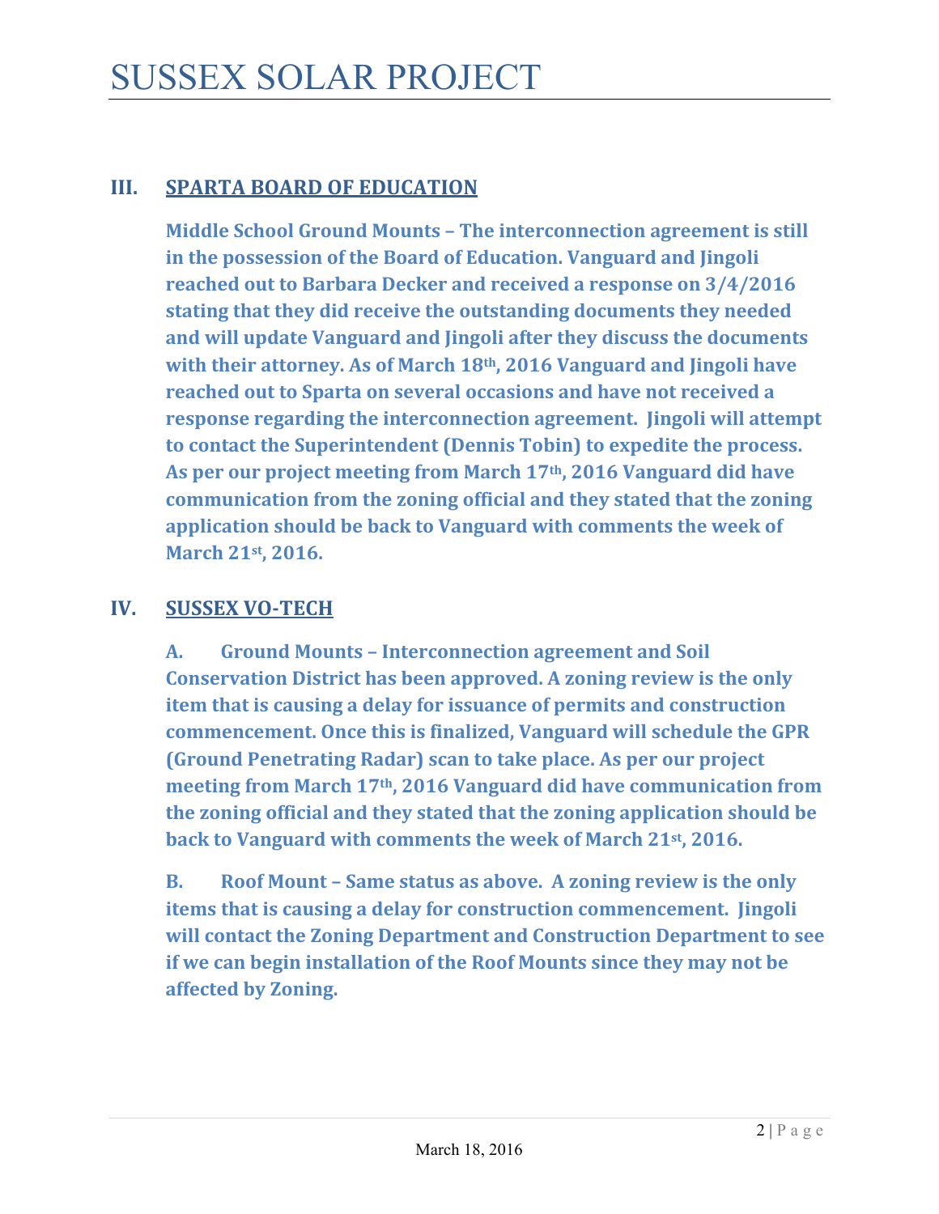## III. SPARTA BOARD OF EDUCATION

**Middle School Ground Mounts – The interconnection agreement is still in the possession of the Board of Education. Vanguard and Jingoli reached out to Barbara Decker and received a response on 3/4/2016 stating that they did receive the outstanding documents they needed and will update Vanguard and Jingoli after they discuss the documents with their attorney. As of March 18th, 2016 Vanguard and Jingoli have reached out to Sparta on several occasions and have not received a response regarding the interconnection agreement. Jingoli will attempt to contact the Superintendent (Dennis Tobin) to expedite the process. As per our project meeting from March 17th, 2016 Vanguard did have communication from the zoning official and they stated that the zoning application should be back to Vanguard with comments the week of March 21st, 2016.**

## IV. SUSSEX VO-TECH

**A. Ground Mounts – Interconnection agreement and Soil Conservation District has been approved. A zoning review is the only item that is causing a delay for issuance of permits and construction commencement. Once this is finalized, Vanguard will schedule the GPR (Ground Penetrating Radar) scan to take place. As per our project meeting from March 17th, 2016 Vanguard did have communication from the zoning official and they stated that the zoning application should be back to Vanguard with comments the week of March 21st, 2016.**

**B. Roof Mount – Same status as above. A zoning review is the only items that is causing a delay for construction commencement. Jingoli will contact the Zoning Department and Construction Department to see if we can begin installation of the Roof Mounts since they may not be affected by Zoning.**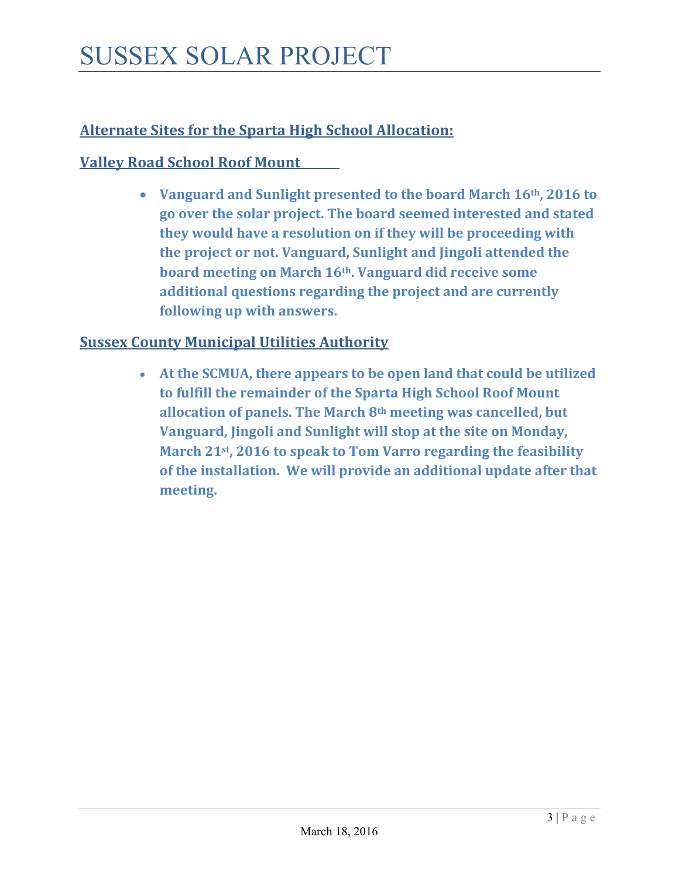## Alternate Sites for the Sparta High School Allocation:

### Valley Road School Roof Mount

- **Vanguard and Sunlight presented to the board March 16th, 2016 to go over the solar project. The board seemed interested and stated they would have a resolution on if they will be proceeding with the project or not. Vanguard, Sunlight and Jingoli attended the board meeting on March 16th. Vanguard did receive some additional questions regarding the project and are currently following up with answers.**

### Sussex County Municipal Utilities Authority

- **At the SCMUA, there appears to be open land that could be utilized to fulfill the remainder of the Sparta High School Roof Mount allocation of panels. The March 8th meeting was cancelled, but Vanguard, Jingoli and Sunlight will stop at the site on Monday, March 21st, 2016 to speak to Tom Varro regarding the feasibility of the installation. We will provide an additional update after that meeting.**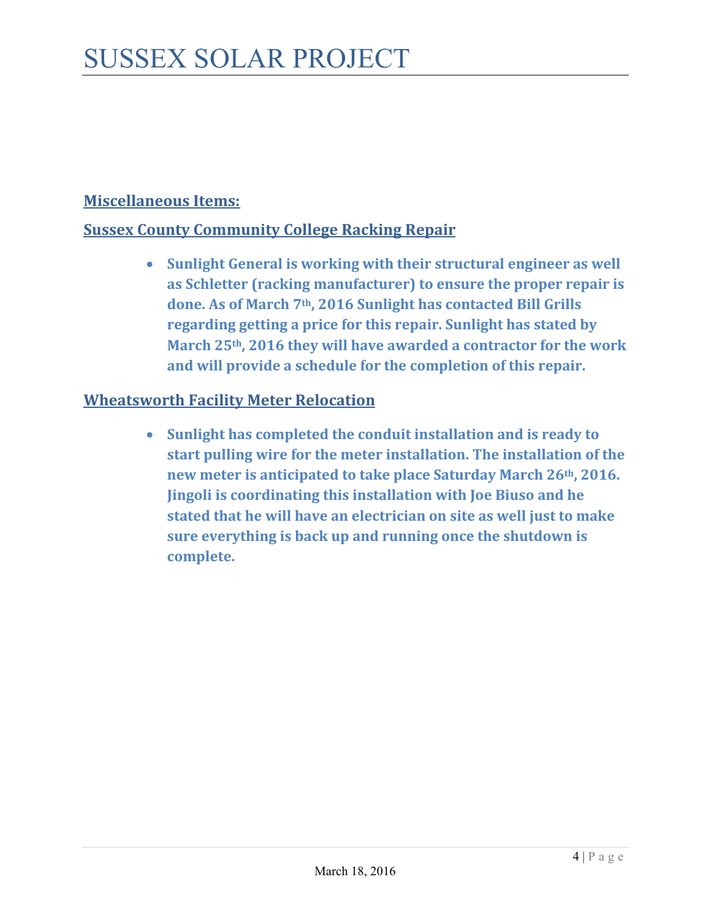## Miscellaneous Items:

### Sussex County Community College Racking Repair

- **Sunlight General is working with their structural engineer as well as Schletter (racking manufacturer) to ensure the proper repair is done. As of March 7th, 2016 Sunlight has contacted Bill Grills regarding getting a price for this repair. Sunlight has stated by March 25th, 2016 they will have awarded a contractor for the work and will provide a schedule for the completion of this repair.**

### Wheatsworth Facility Meter Relocation

- **Sunlight has completed the conduit installation and is ready to start pulling wire for the meter installation. The installation of the new meter is anticipated to take place Saturday March 26th, 2016. Jingoli is coordinating this installation with Joe Biuso and he stated that he will have an electrician on site as well just to make sure everything is back up and running once the shutdown is complete.**